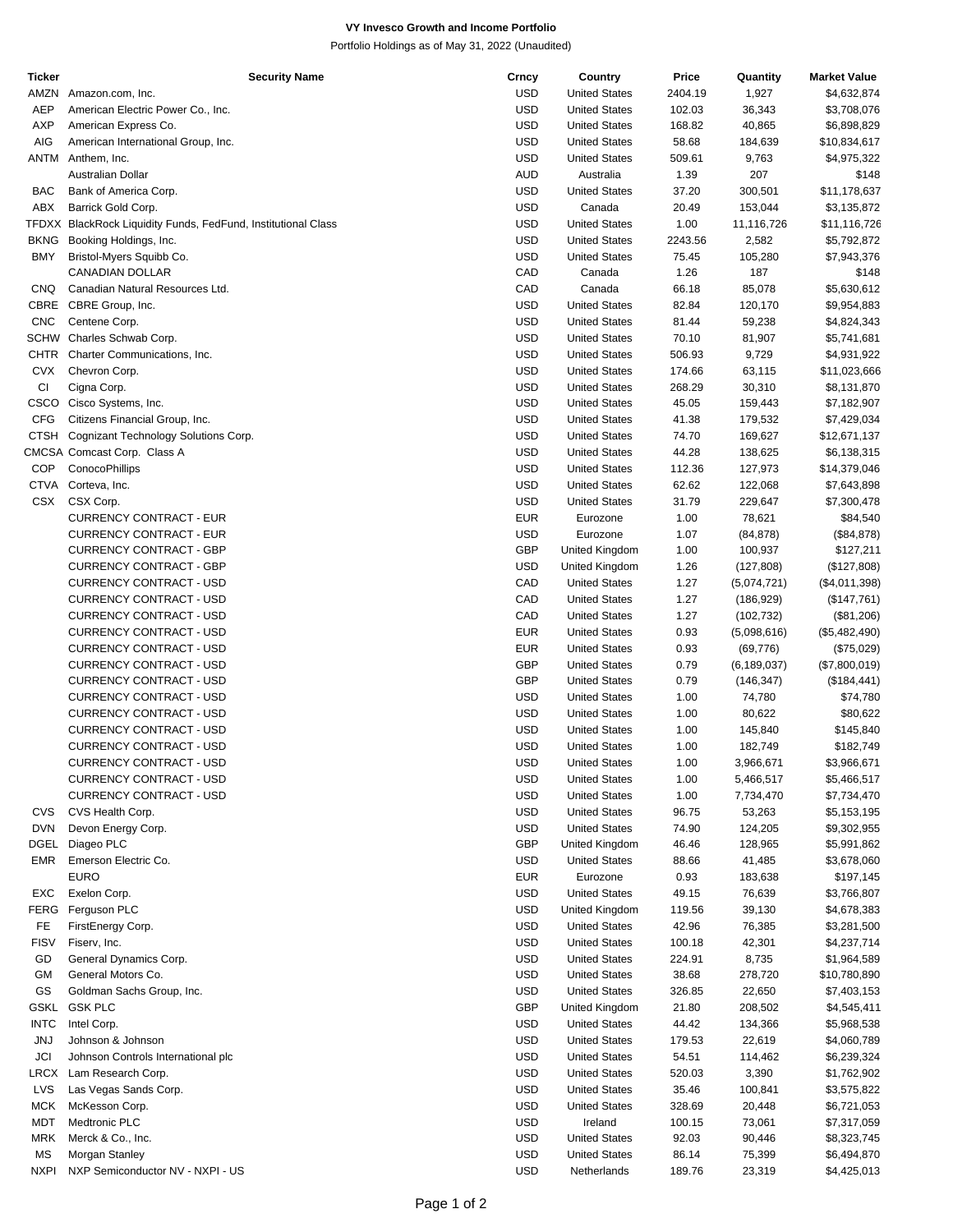# VY Invesco Growth and Income Portfolio

Portfolio Holdings as of May 31, 2022 (Unaudited)

| Ticker | Security Name | Crncy | Country | Price | Quantity | Market Value |
|---|---|---|---|---|---|---|
| AMZN | Amazon.com, Inc. | USD | United States | 2404.19 | 1,927 | $4,632,874 |
| AEP | American Electric Power Co., Inc. | USD | United States | 102.03 | 36,343 | $3,708,076 |
| AXP | American Express Co. | USD | United States | 168.82 | 40,865 | $6,898,829 |
| AIG | American International Group, Inc. | USD | United States | 58.68 | 184,639 | $10,834,617 |
| ANTM | Anthem, Inc. | USD | United States | 509.61 | 9,763 | $4,975,322 |
| | Australian Dollar | AUD | Australia | 1.39 | 207 | $148 |
| BAC | Bank of America Corp. | USD | United States | 37.20 | 300,501 | $11,178,637 |
| ABX | Barrick Gold Corp. | USD | Canada | 20.49 | 153,044 | $3,135,872 |
| TFDXX | BlackRock Liquidity Funds, FedFund, Institutional Class | USD | United States | 1.00 | 11,116,726 | $11,116,726 |
| BKNG | Booking Holdings, Inc. | USD | United States | 2243.56 | 2,582 | $5,792,872 |
| BMY | Bristol-Myers Squibb Co. | USD | United States | 75.45 | 105,280 | $7,943,376 |
| | CANADIAN DOLLAR | CAD | Canada | 1.26 | 187 | $148 |
| CNQ | Canadian Natural Resources Ltd. | CAD | Canada | 66.18 | 85,078 | $5,630,612 |
| CBRE | CBRE Group, Inc. | USD | United States | 82.84 | 120,170 | $9,954,883 |
| CNC | Centene Corp. | USD | United States | 81.44 | 59,238 | $4,824,343 |
| SCHW | Charles Schwab Corp. | USD | United States | 70.10 | 81,907 | $5,741,681 |
| CHTR | Charter Communications, Inc. | USD | United States | 506.93 | 9,729 | $4,931,922 |
| CVX | Chevron Corp. | USD | United States | 174.66 | 63,115 | $11,023,666 |
| CI | Cigna Corp. | USD | United States | 268.29 | 30,310 | $8,131,870 |
| CSCO | Cisco Systems, Inc. | USD | United States | 45.05 | 159,443 | $7,182,907 |
| CFG | Citizens Financial Group, Inc. | USD | United States | 41.38 | 179,532 | $7,429,034 |
| CTSH | Cognizant Technology Solutions Corp. | USD | United States | 74.70 | 169,627 | $12,671,137 |
| CMCSA | Comcast Corp. Class A | USD | United States | 44.28 | 138,625 | $6,138,315 |
| COP | ConocoPhillips | USD | United States | 112.36 | 127,973 | $14,379,046 |
| CTVA | Corteva, Inc. | USD | United States | 62.62 | 122,068 | $7,643,898 |
| CSX | CSX Corp. | USD | United States | 31.79 | 229,647 | $7,300,478 |
| | CURRENCY CONTRACT - EUR | EUR | Eurozone | 1.00 | 78,621 | $84,540 |
| | CURRENCY CONTRACT - EUR | USD | Eurozone | 1.07 | (84,878) | ($84,878) |
| | CURRENCY CONTRACT - GBP | GBP | United Kingdom | 1.00 | 100,937 | $127,211 |
| | CURRENCY CONTRACT - GBP | USD | United Kingdom | 1.26 | (127,808) | ($127,808) |
| | CURRENCY CONTRACT - USD | CAD | United States | 1.27 | (5,074,721) | ($4,011,398) |
| | CURRENCY CONTRACT - USD | CAD | United States | 1.27 | (186,929) | ($147,761) |
| | CURRENCY CONTRACT - USD | CAD | United States | 1.27 | (102,732) | ($81,206) |
| | CURRENCY CONTRACT - USD | EUR | United States | 0.93 | (5,098,616) | ($5,482,490) |
| | CURRENCY CONTRACT - USD | EUR | United States | 0.93 | (69,776) | ($75,029) |
| | CURRENCY CONTRACT - USD | GBP | United States | 0.79 | (6,189,037) | ($7,800,019) |
| | CURRENCY CONTRACT - USD | GBP | United States | 0.79 | (146,347) | ($184,441) |
| | CURRENCY CONTRACT - USD | USD | United States | 1.00 | 74,780 | $74,780 |
| | CURRENCY CONTRACT - USD | USD | United States | 1.00 | 80,622 | $80,622 |
| | CURRENCY CONTRACT - USD | USD | United States | 1.00 | 145,840 | $145,840 |
| | CURRENCY CONTRACT - USD | USD | United States | 1.00 | 182,749 | $182,749 |
| | CURRENCY CONTRACT - USD | USD | United States | 1.00 | 3,966,671 | $3,966,671 |
| | CURRENCY CONTRACT - USD | USD | United States | 1.00 | 5,466,517 | $5,466,517 |
| | CURRENCY CONTRACT - USD | USD | United States | 1.00 | 7,734,470 | $7,734,470 |
| CVS | CVS Health Corp. | USD | United States | 96.75 | 53,263 | $5,153,195 |
| DVN | Devon Energy Corp. | USD | United States | 74.90 | 124,205 | $9,302,955 |
| DGEL | Diageo PLC | GBP | United Kingdom | 46.46 | 128,965 | $5,991,862 |
| EMR | Emerson Electric Co. | USD | United States | 88.66 | 41,485 | $3,678,060 |
| | EURO | EUR | Eurozone | 0.93 | 183,638 | $197,145 |
| EXC | Exelon Corp. | USD | United States | 49.15 | 76,639 | $3,766,807 |
| FERG | Ferguson PLC | USD | United Kingdom | 119.56 | 39,130 | $4,678,383 |
| FE | FirstEnergy Corp. | USD | United States | 42.96 | 76,385 | $3,281,500 |
| FISV | Fiserv, Inc. | USD | United States | 100.18 | 42,301 | $4,237,714 |
| GD | General Dynamics Corp. | USD | United States | 224.91 | 8,735 | $1,964,589 |
| GM | General Motors Co. | USD | United States | 38.68 | 278,720 | $10,780,890 |
| GS | Goldman Sachs Group, Inc. | USD | United States | 326.85 | 22,650 | $7,403,153 |
| GSKL | GSK PLC | GBP | United Kingdom | 21.80 | 208,502 | $4,545,411 |
| INTC | Intel Corp. | USD | United States | 44.42 | 134,366 | $5,968,538 |
| JNJ | Johnson & Johnson | USD | United States | 179.53 | 22,619 | $4,060,789 |
| JCI | Johnson Controls International plc | USD | United States | 54.51 | 114,462 | $6,239,324 |
| LRCX | Lam Research Corp. | USD | United States | 520.03 | 3,390 | $1,762,902 |
| LVS | Las Vegas Sands Corp. | USD | United States | 35.46 | 100,841 | $3,575,822 |
| MCK | McKesson Corp. | USD | United States | 328.69 | 20,448 | $6,721,053 |
| MDT | Medtronic PLC | USD | Ireland | 100.15 | 73,061 | $7,317,059 |
| MRK | Merck & Co., Inc. | USD | United States | 92.03 | 90,446 | $8,323,745 |
| MS | Morgan Stanley | USD | United States | 86.14 | 75,399 | $6,494,870 |
| NXPI | NXP Semiconductor NV - NXPI - US | USD | Netherlands | 189.76 | 23,319 | $4,425,013 |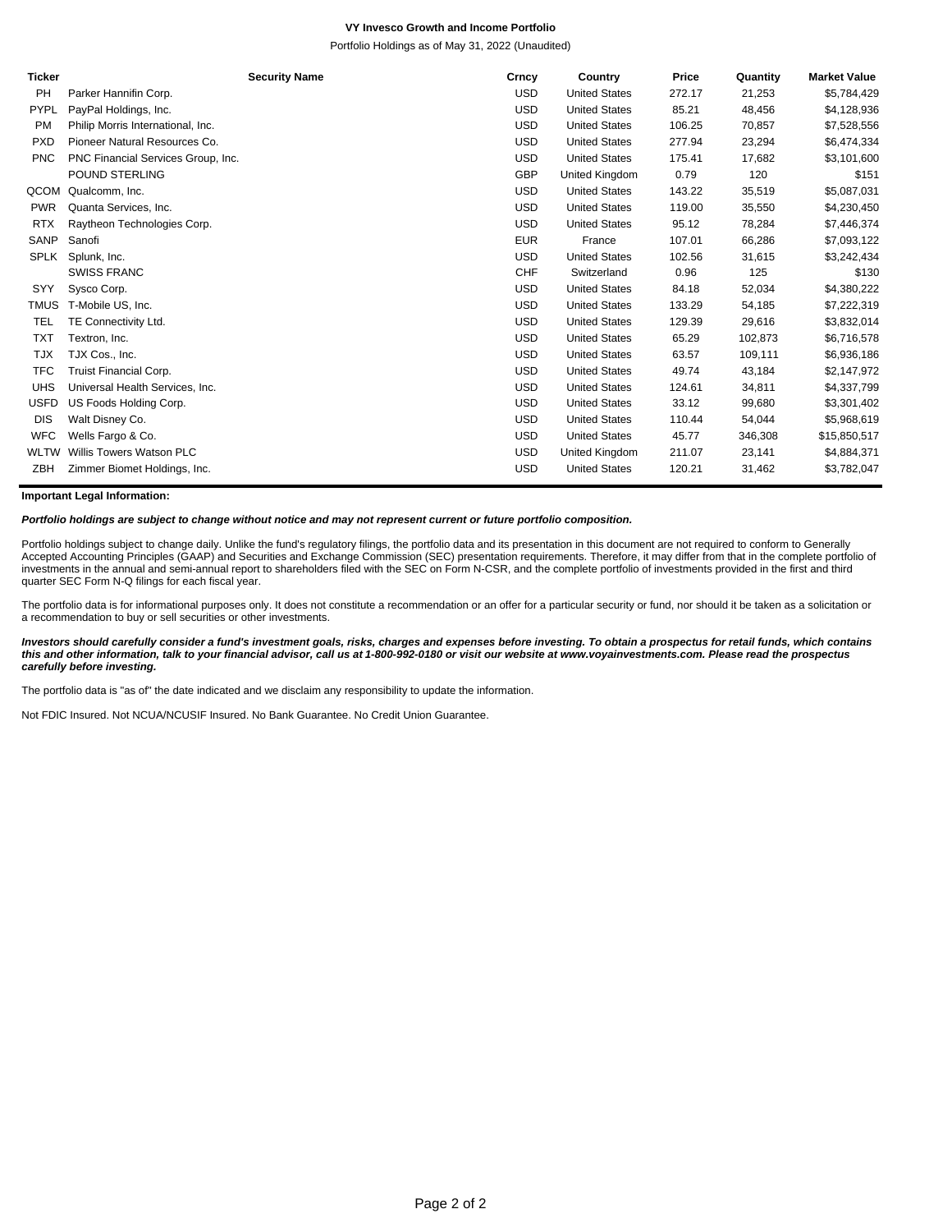**VY Invesco Growth and Income Portfolio**

Portfolio Holdings as of May 31, 2022 (Unaudited)

| Ticker | Security Name | Crncy | Country | Price | Quantity | Market Value |
|---|---|---|---|---|---|---|
| PH | Parker Hannifin Corp. | USD | United States | 272.17 | 21,253 | $5,784,429 |
| PYPL | PayPal Holdings, Inc. | USD | United States | 85.21 | 48,456 | $4,128,936 |
| PM | Philip Morris International, Inc. | USD | United States | 106.25 | 70,857 | $7,528,556 |
| PXD | Pioneer Natural Resources Co. | USD | United States | 277.94 | 23,294 | $6,474,334 |
| PNC | PNC Financial Services Group, Inc. | USD | United States | 175.41 | 17,682 | $3,101,600 |
| | POUND STERLING | GBP | United Kingdom | 0.79 | 120 | $151 |
| QCOM | Qualcomm, Inc. | USD | United States | 143.22 | 35,519 | $5,087,031 |
| PWR | Quanta Services, Inc. | USD | United States | 119.00 | 35,550 | $4,230,450 |
| RTX | Raytheon Technologies Corp. | USD | United States | 95.12 | 78,284 | $7,446,374 |
| SANP | Sanofi | EUR | France | 107.01 | 66,286 | $7,093,122 |
| SPLK | Splunk, Inc. | USD | United States | 102.56 | 31,615 | $3,242,434 |
| | SWISS FRANC | CHF | Switzerland | 0.96 | 125 | $130 |
| SYY | Sysco Corp. | USD | United States | 84.18 | 52,034 | $4,380,222 |
| TMUS | T-Mobile US, Inc. | USD | United States | 133.29 | 54,185 | $7,222,319 |
| TEL | TE Connectivity Ltd. | USD | United States | 129.39 | 29,616 | $3,832,014 |
| TXT | Textron, Inc. | USD | United States | 65.29 | 102,873 | $6,716,578 |
| TJX | TJX Cos., Inc. | USD | United States | 63.57 | 109,111 | $6,936,186 |
| TFC | Truist Financial Corp. | USD | United States | 49.74 | 43,184 | $2,147,972 |
| UHS | Universal Health Services, Inc. | USD | United States | 124.61 | 34,811 | $4,337,799 |
| USFD | US Foods Holding Corp. | USD | United States | 33.12 | 99,680 | $3,301,402 |
| DIS | Walt Disney Co. | USD | United States | 110.44 | 54,044 | $5,968,619 |
| WFC | Wells Fargo & Co. | USD | United States | 45.77 | 346,308 | $15,850,517 |
| WLTW | Willis Towers Watson PLC | USD | United Kingdom | 211.07 | 23,141 | $4,884,371 |
| ZBH | Zimmer Biomet Holdings, Inc. | USD | United States | 120.21 | 31,462 | $3,782,047 |

**Important Legal Information:**

***Portfolio holdings are subject to change without notice and may not represent current or future portfolio composition.***

Portfolio holdings subject to change daily. Unlike the fund's regulatory filings, the portfolio data and its presentation in this document are not required to conform to Generally Accepted Accounting Principles (GAAP) and Securities and Exchange Commission (SEC) presentation requirements. Therefore, it may differ from that in the complete portfolio of investments in the annual and semi-annual report to shareholders filed with the SEC on Form N-CSR, and the complete portfolio of investments provided in the first and third quarter SEC Form N-Q filings for each fiscal year.

The portfolio data is for informational purposes only. It does not constitute a recommendation or an offer for a particular security or fund, nor should it be taken as a solicitation or a recommendation to buy or sell securities or other investments.

***Investors should carefully consider a fund's investment goals, risks, charges and expenses before investing. To obtain a prospectus for retail funds, which contains this and other information, talk to your financial advisor, call us at 1-800-992-0180 or visit our website at www.voyainvestments.com. Please read the prospectus carefully before investing.***

The portfolio data is "as of" the date indicated and we disclaim any responsibility to update the information.

Not FDIC Insured. Not NCUA/NCUSIF Insured. No Bank Guarantee. No Credit Union Guarantee.